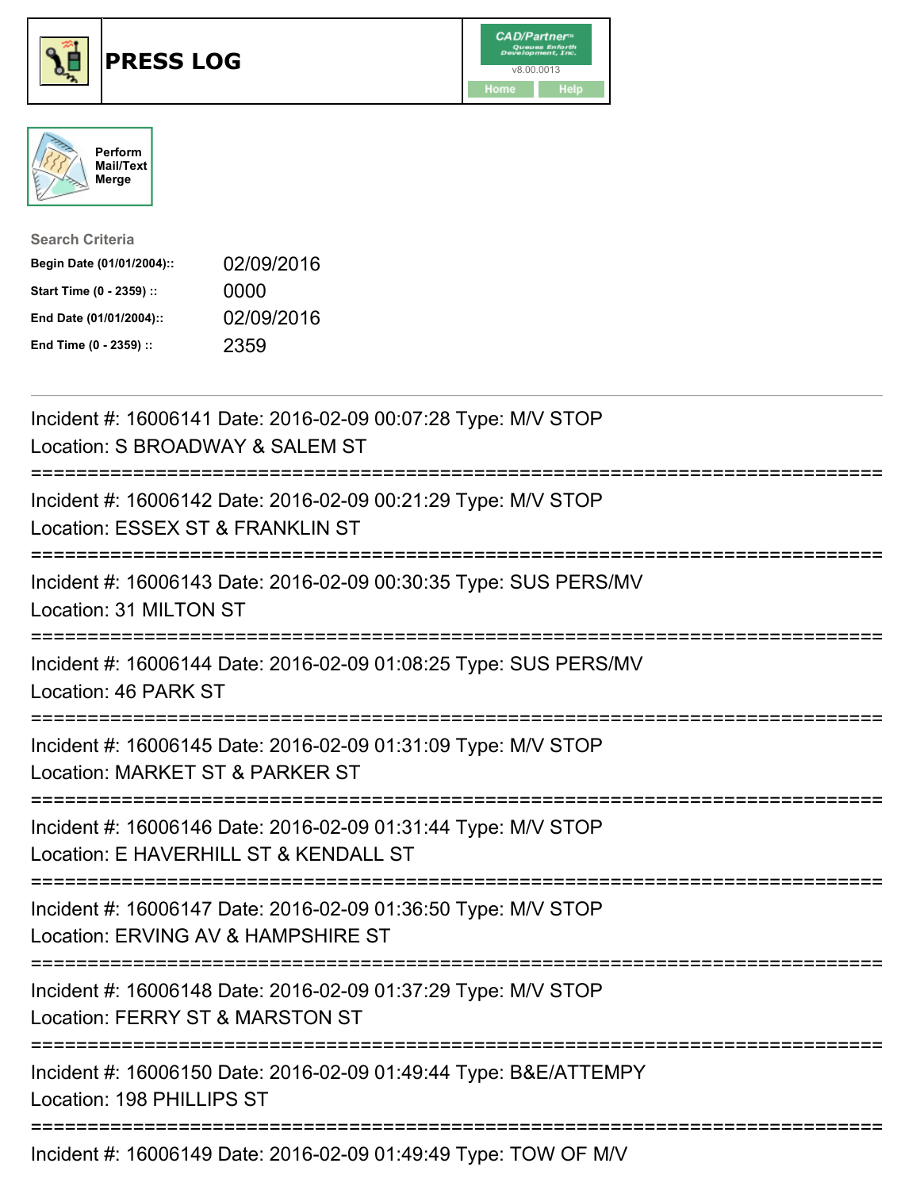# PRESS LOG

Perform Mail/Text Merge

**Search Criteria**

| | |
|---|---|
| **Begin Date (01/01/2004)::** | 02/09/2016 |
| **Start Time (0 - 2359) ::** | 0000 |
| **End Date (01/01/2004)::** | 02/09/2016 |
| **End Time (0 - 2359) ::** | 2359 |

---

Incident #: 16006141 Date: 2016-02-09 00:07:28 Type: M/V STOP
Location: S BROADWAY & SALEM ST

===========================================================================

Incident #: 16006142 Date: 2016-02-09 00:21:29 Type: M/V STOP
Location: ESSEX ST & FRANKLIN ST

===========================================================================

Incident #: 16006143 Date: 2016-02-09 00:30:35 Type: SUS PERS/MV
Location: 31 MILTON ST

===========================================================================

Incident #: 16006144 Date: 2016-02-09 01:08:25 Type: SUS PERS/MV
Location: 46 PARK ST

===========================================================================

Incident #: 16006145 Date: 2016-02-09 01:31:09 Type: M/V STOP
Location: MARKET ST & PARKER ST

===========================================================================

Incident #: 16006146 Date: 2016-02-09 01:31:44 Type: M/V STOP
Location: E HAVERHILL ST & KENDALL ST

===========================================================================

Incident #: 16006147 Date: 2016-02-09 01:36:50 Type: M/V STOP
Location: ERVING AV & HAMPSHIRE ST

===========================================================================

Incident #: 16006148 Date: 2016-02-09 01:37:29 Type: M/V STOP
Location: FERRY ST & MARSTON ST

===========================================================================

Incident #: 16006150 Date: 2016-02-09 01:49:44 Type: B&E/ATTEMPY
Location: 198 PHILLIPS ST

===========================================================================

Incident #: 16006149 Date: 2016-02-09 01:49:49 Type: TOW OF M/V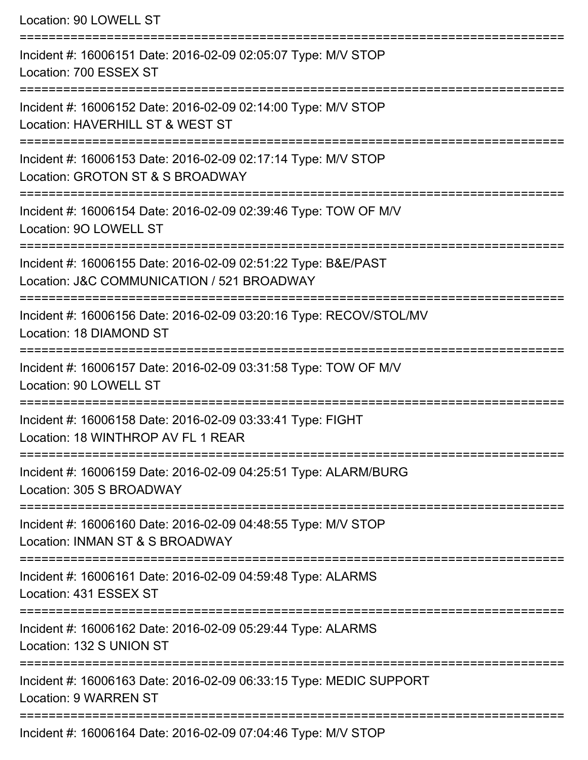Location: 90 LOWELL ST

===========================================================================

Incident #: 16006151 Date: 2016-02-09 02:05:07 Type: M/V STOP
Location: 700 ESSEX ST

===========================================================================

Incident #: 16006152 Date: 2016-02-09 02:14:00 Type: M/V STOP
Location: HAVERHILL ST & WEST ST

===========================================================================

Incident #: 16006153 Date: 2016-02-09 02:17:14 Type: M/V STOP
Location: GROTON ST & S BROADWAY

===========================================================================

Incident #: 16006154 Date: 2016-02-09 02:39:46 Type: TOW OF M/V
Location: 9O LOWELL ST

===========================================================================

Incident #: 16006155 Date: 2016-02-09 02:51:22 Type: B&E/PAST
Location: J&C COMMUNICATION / 521 BROADWAY

===========================================================================

Incident #: 16006156 Date: 2016-02-09 03:20:16 Type: RECOV/STOL/MV
Location: 18 DIAMOND ST

===========================================================================

Incident #: 16006157 Date: 2016-02-09 03:31:58 Type: TOW OF M/V
Location: 90 LOWELL ST

===========================================================================

Incident #: 16006158 Date: 2016-02-09 03:33:41 Type: FIGHT
Location: 18 WINTHROP AV FL 1 REAR

===========================================================================

Incident #: 16006159 Date: 2016-02-09 04:25:51 Type: ALARM/BURG
Location: 305 S BROADWAY

===========================================================================

Incident #: 16006160 Date: 2016-02-09 04:48:55 Type: M/V STOP
Location: INMAN ST & S BROADWAY

===========================================================================

Incident #: 16006161 Date: 2016-02-09 04:59:48 Type: ALARMS
Location: 431 ESSEX ST

===========================================================================

Incident #: 16006162 Date: 2016-02-09 05:29:44 Type: ALARMS
Location: 132 S UNION ST

===========================================================================

Incident #: 16006163 Date: 2016-02-09 06:33:15 Type: MEDIC SUPPORT
Location: 9 WARREN ST

===========================================================================

Incident #: 16006164 Date: 2016-02-09 07:04:46 Type: M/V STOP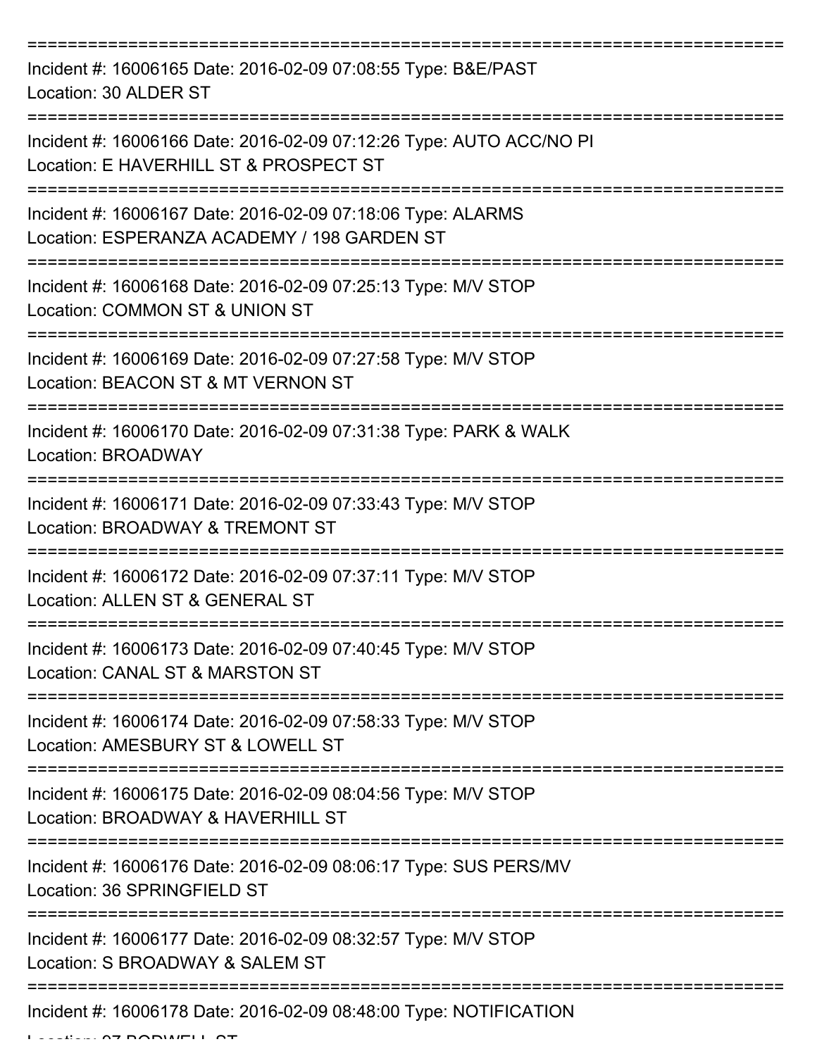===========================================================================

Incident #: 16006165 Date: 2016-02-09 07:08:55 Type: B&E/PAST
Location: 30 ALDER ST

===========================================================================

Incident #: 16006166 Date: 2016-02-09 07:12:26 Type: AUTO ACC/NO PI
Location: E HAVERHILL ST & PROSPECT ST

===========================================================================

Incident #: 16006167 Date: 2016-02-09 07:18:06 Type: ALARMS
Location: ESPERANZA ACADEMY / 198 GARDEN ST

===========================================================================

Incident #: 16006168 Date: 2016-02-09 07:25:13 Type: M/V STOP
Location: COMMON ST & UNION ST

===========================================================================

Incident #: 16006169 Date: 2016-02-09 07:27:58 Type: M/V STOP
Location: BEACON ST & MT VERNON ST

===========================================================================

Incident #: 16006170 Date: 2016-02-09 07:31:38 Type: PARK & WALK
Location: BROADWAY

===========================================================================

Incident #: 16006171 Date: 2016-02-09 07:33:43 Type: M/V STOP
Location: BROADWAY & TREMONT ST

===========================================================================

Incident #: 16006172 Date: 2016-02-09 07:37:11 Type: M/V STOP
Location: ALLEN ST & GENERAL ST

===========================================================================

Incident #: 16006173 Date: 2016-02-09 07:40:45 Type: M/V STOP
Location: CANAL ST & MARSTON ST

===========================================================================

Incident #: 16006174 Date: 2016-02-09 07:58:33 Type: M/V STOP
Location: AMESBURY ST & LOWELL ST

===========================================================================

Incident #: 16006175 Date: 2016-02-09 08:04:56 Type: M/V STOP
Location: BROADWAY & HAVERHILL ST

===========================================================================

Incident #: 16006176 Date: 2016-02-09 08:06:17 Type: SUS PERS/MV
Location: 36 SPRINGFIELD ST

===========================================================================

Incident #: 16006177 Date: 2016-02-09 08:32:57 Type: M/V STOP
Location: S BROADWAY & SALEM ST

===========================================================================

Incident #: 16006178 Date: 2016-02-09 08:48:00 Type: NOTIFICATION
Location: 27 BODWELL ST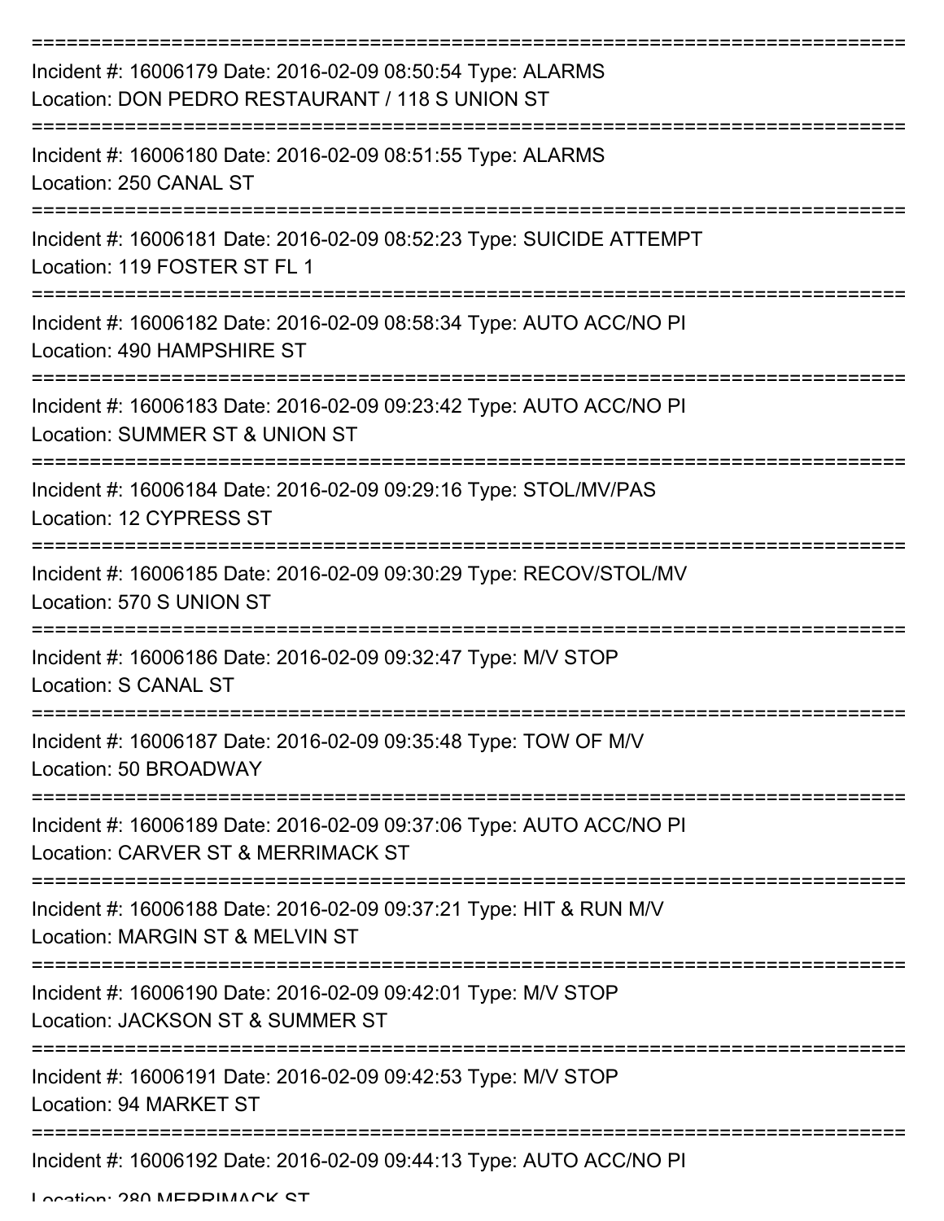===========================================================================

Incident #: 16006179 Date: 2016-02-09 08:50:54 Type: ALARMS
Location: DON PEDRO RESTAURANT / 118 S UNION ST

===========================================================================

Incident #: 16006180 Date: 2016-02-09 08:51:55 Type: ALARMS
Location: 250 CANAL ST

===========================================================================

Incident #: 16006181 Date: 2016-02-09 08:52:23 Type: SUICIDE ATTEMPT
Location: 119 FOSTER ST FL 1

===========================================================================

Incident #: 16006182 Date: 2016-02-09 08:58:34 Type: AUTO ACC/NO PI
Location: 490 HAMPSHIRE ST

===========================================================================

Incident #: 16006183 Date: 2016-02-09 09:23:42 Type: AUTO ACC/NO PI
Location: SUMMER ST & UNION ST

===========================================================================

Incident #: 16006184 Date: 2016-02-09 09:29:16 Type: STOL/MV/PAS
Location: 12 CYPRESS ST

===========================================================================

Incident #: 16006185 Date: 2016-02-09 09:30:29 Type: RECOV/STOL/MV
Location: 570 S UNION ST

===========================================================================

Incident #: 16006186 Date: 2016-02-09 09:32:47 Type: M/V STOP
Location: S CANAL ST

===========================================================================

Incident #: 16006187 Date: 2016-02-09 09:35:48 Type: TOW OF M/V
Location: 50 BROADWAY

===========================================================================

Incident #: 16006189 Date: 2016-02-09 09:37:06 Type: AUTO ACC/NO PI
Location: CARVER ST & MERRIMACK ST

===========================================================================

Incident #: 16006188 Date: 2016-02-09 09:37:21 Type: HIT & RUN M/V
Location: MARGIN ST & MELVIN ST

===========================================================================

Incident #: 16006190 Date: 2016-02-09 09:42:01 Type: M/V STOP
Location: JACKSON ST & SUMMER ST

===========================================================================

Incident #: 16006191 Date: 2016-02-09 09:42:53 Type: M/V STOP
Location: 94 MARKET ST

===========================================================================

Incident #: 16006192 Date: 2016-02-09 09:44:13 Type: AUTO ACC/NO PI
Location: 280 MERRIMACK ST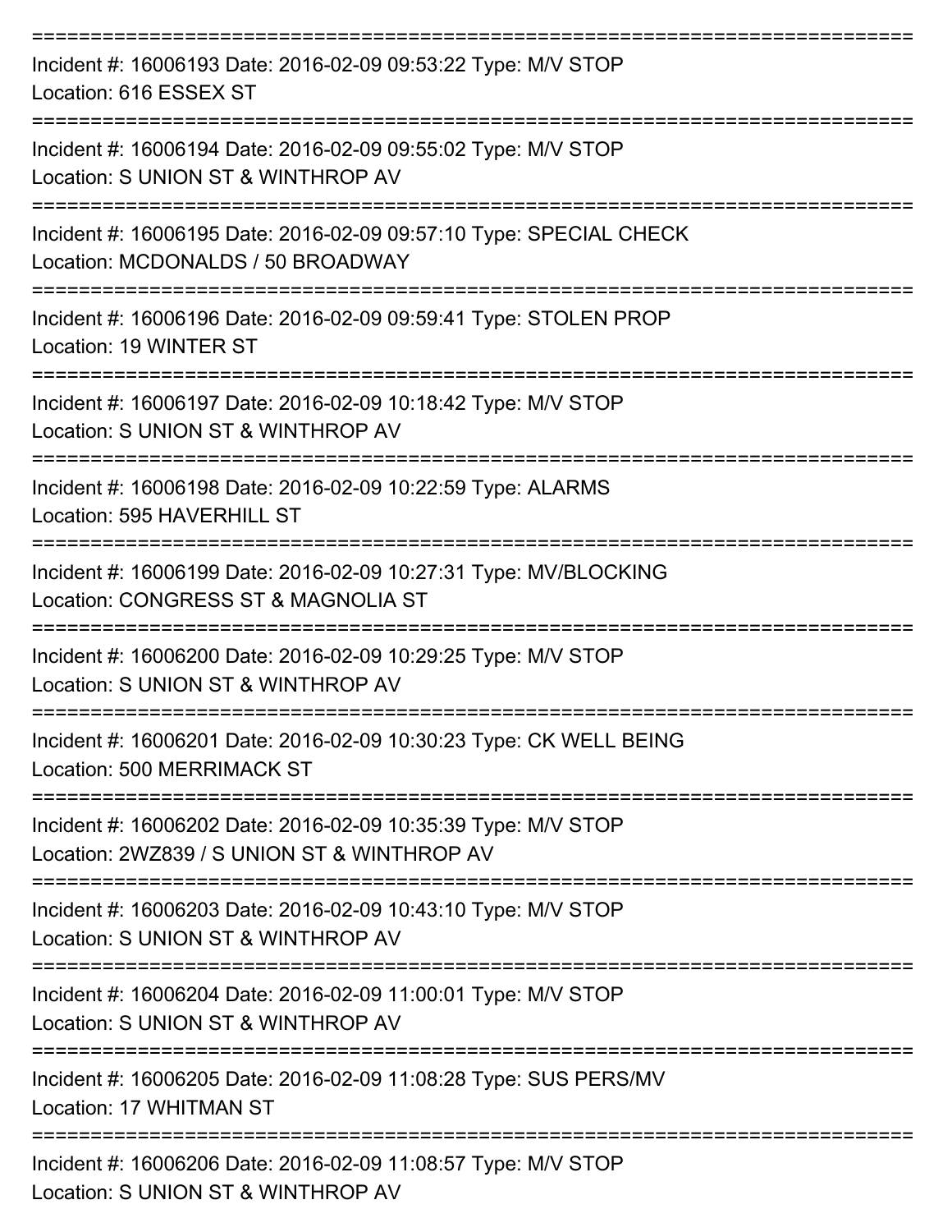===========================================================================

Incident #: 16006193 Date: 2016-02-09 09:53:22 Type: M/V STOP
Location: 616 ESSEX ST

===========================================================================

Incident #: 16006194 Date: 2016-02-09 09:55:02 Type: M/V STOP
Location: S UNION ST & WINTHROP AV

===========================================================================

Incident #: 16006195 Date: 2016-02-09 09:57:10 Type: SPECIAL CHECK
Location: MCDONALDS / 50 BROADWAY

===========================================================================

Incident #: 16006196 Date: 2016-02-09 09:59:41 Type: STOLEN PROP
Location: 19 WINTER ST

===========================================================================

Incident #: 16006197 Date: 2016-02-09 10:18:42 Type: M/V STOP
Location: S UNION ST & WINTHROP AV

===========================================================================

Incident #: 16006198 Date: 2016-02-09 10:22:59 Type: ALARMS
Location: 595 HAVERHILL ST

===========================================================================

Incident #: 16006199 Date: 2016-02-09 10:27:31 Type: MV/BLOCKING
Location: CONGRESS ST & MAGNOLIA ST

===========================================================================

Incident #: 16006200 Date: 2016-02-09 10:29:25 Type: M/V STOP
Location: S UNION ST & WINTHROP AV

===========================================================================

Incident #: 16006201 Date: 2016-02-09 10:30:23 Type: CK WELL BEING
Location: 500 MERRIMACK ST

===========================================================================

Incident #: 16006202 Date: 2016-02-09 10:35:39 Type: M/V STOP
Location: 2WZ839 / S UNION ST & WINTHROP AV

===========================================================================

Incident #: 16006203 Date: 2016-02-09 10:43:10 Type: M/V STOP
Location: S UNION ST & WINTHROP AV

===========================================================================

Incident #: 16006204 Date: 2016-02-09 11:00:01 Type: M/V STOP
Location: S UNION ST & WINTHROP AV

===========================================================================

Incident #: 16006205 Date: 2016-02-09 11:08:28 Type: SUS PERS/MV
Location: 17 WHITMAN ST

===========================================================================

Incident #: 16006206 Date: 2016-02-09 11:08:57 Type: M/V STOP
Location: S UNION ST & WINTHROP AV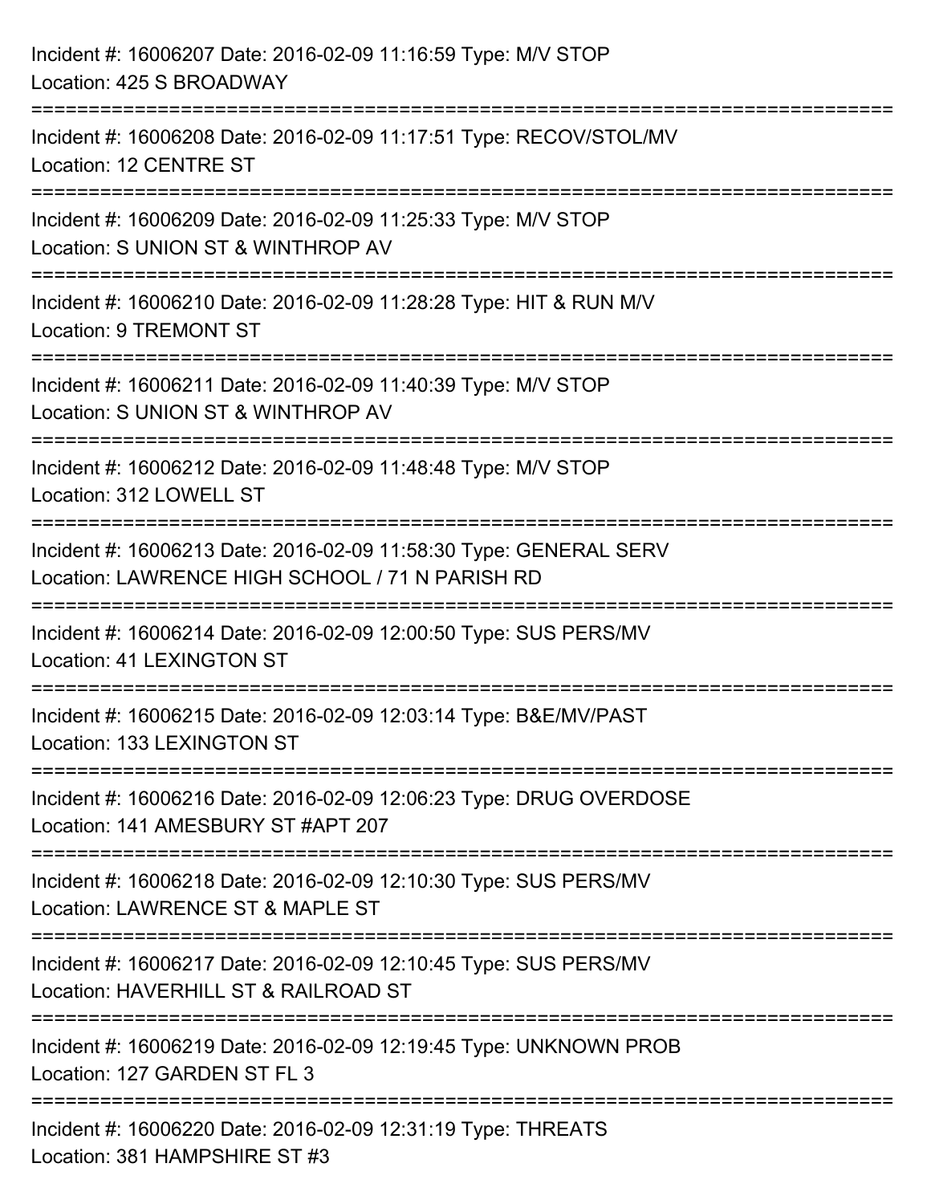Incident #: 16006207 Date: 2016-02-09 11:16:59 Type: M/V STOP
Location: 425 S BROADWAY

===========================================================================

Incident #: 16006208 Date: 2016-02-09 11:17:51 Type: RECOV/STOL/MV
Location: 12 CENTRE ST

===========================================================================

Incident #: 16006209 Date: 2016-02-09 11:25:33 Type: M/V STOP
Location: S UNION ST & WINTHROP AV

===========================================================================

Incident #: 16006210 Date: 2016-02-09 11:28:28 Type: HIT & RUN M/V
Location: 9 TREMONT ST

===========================================================================

Incident #: 16006211 Date: 2016-02-09 11:40:39 Type: M/V STOP
Location: S UNION ST & WINTHROP AV

===========================================================================

Incident #: 16006212 Date: 2016-02-09 11:48:48 Type: M/V STOP
Location: 312 LOWELL ST

===========================================================================

Incident #: 16006213 Date: 2016-02-09 11:58:30 Type: GENERAL SERV
Location: LAWRENCE HIGH SCHOOL / 71 N PARISH RD

===========================================================================

Incident #: 16006214 Date: 2016-02-09 12:00:50 Type: SUS PERS/MV
Location: 41 LEXINGTON ST

===========================================================================

Incident #: 16006215 Date: 2016-02-09 12:03:14 Type: B&E/MV/PAST
Location: 133 LEXINGTON ST

===========================================================================

Incident #: 16006216 Date: 2016-02-09 12:06:23 Type: DRUG OVERDOSE
Location: 141 AMESBURY ST #APT 207

===========================================================================

Incident #: 16006218 Date: 2016-02-09 12:10:30 Type: SUS PERS/MV
Location: LAWRENCE ST & MAPLE ST

===========================================================================

Incident #: 16006217 Date: 2016-02-09 12:10:45 Type: SUS PERS/MV
Location: HAVERHILL ST & RAILROAD ST

===========================================================================

Incident #: 16006219 Date: 2016-02-09 12:19:45 Type: UNKNOWN PROB
Location: 127 GARDEN ST FL 3

===========================================================================

Incident #: 16006220 Date: 2016-02-09 12:31:19 Type: THREATS
Location: 381 HAMPSHIRE ST #3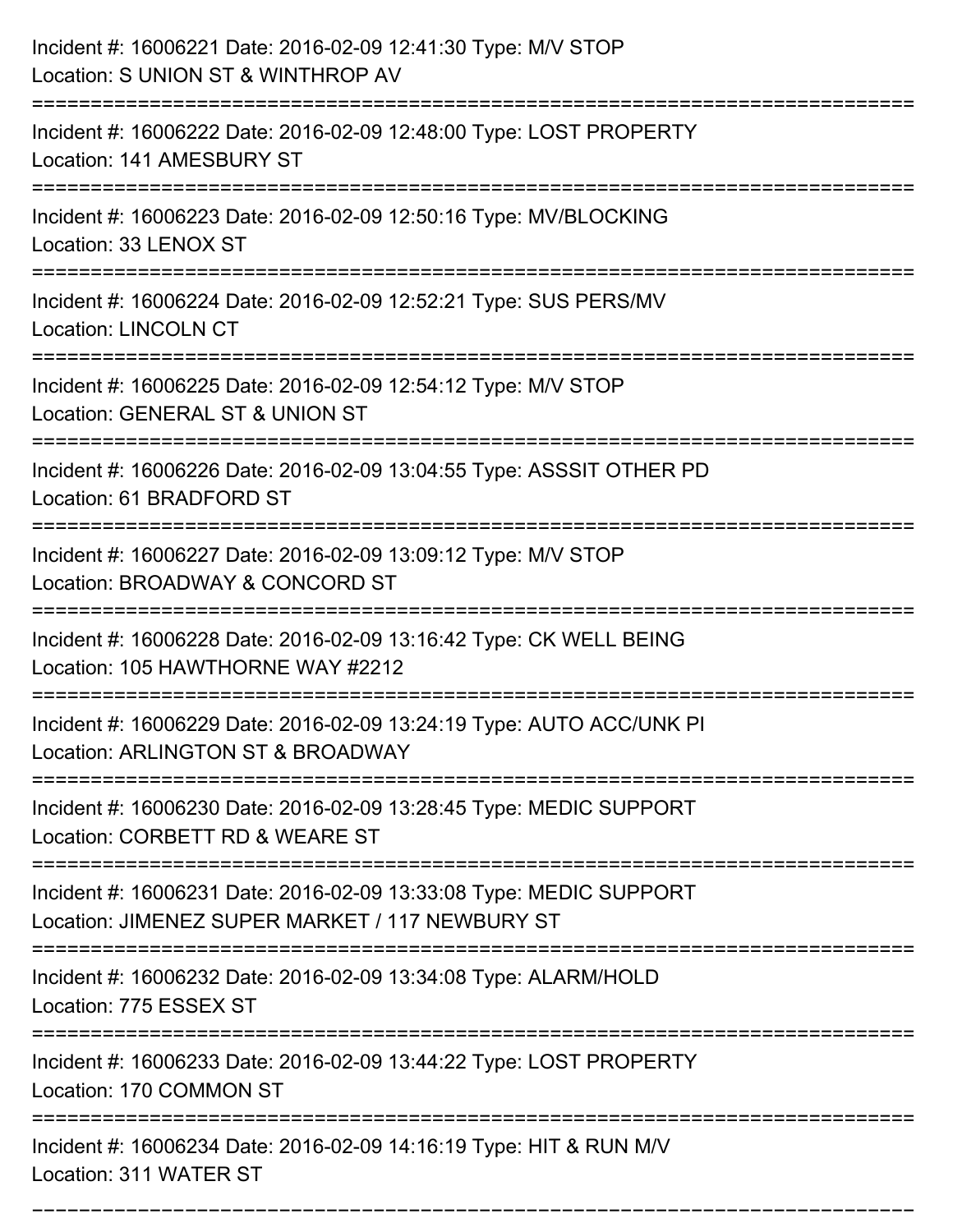Incident #: 16006221 Date: 2016-02-09 12:41:30 Type: M/V STOP
Location: S UNION ST & WINTHROP AV

===========================================================================

Incident #: 16006222 Date: 2016-02-09 12:48:00 Type: LOST PROPERTY
Location: 141 AMESBURY ST

===========================================================================

Incident #: 16006223 Date: 2016-02-09 12:50:16 Type: MV/BLOCKING
Location: 33 LENOX ST

===========================================================================

Incident #: 16006224 Date: 2016-02-09 12:52:21 Type: SUS PERS/MV
Location: LINCOLN CT

===========================================================================

Incident #: 16006225 Date: 2016-02-09 12:54:12 Type: M/V STOP
Location: GENERAL ST & UNION ST

===========================================================================

Incident #: 16006226 Date: 2016-02-09 13:04:55 Type: ASSSIT OTHER PD
Location: 61 BRADFORD ST

===========================================================================

Incident #: 16006227 Date: 2016-02-09 13:09:12 Type: M/V STOP
Location: BROADWAY & CONCORD ST

===========================================================================

Incident #: 16006228 Date: 2016-02-09 13:16:42 Type: CK WELL BEING
Location: 105 HAWTHORNE WAY #2212

===========================================================================

Incident #: 16006229 Date: 2016-02-09 13:24:19 Type: AUTO ACC/UNK PI
Location: ARLINGTON ST & BROADWAY

===========================================================================

Incident #: 16006230 Date: 2016-02-09 13:28:45 Type: MEDIC SUPPORT
Location: CORBETT RD & WEARE ST

===========================================================================

Incident #: 16006231 Date: 2016-02-09 13:33:08 Type: MEDIC SUPPORT
Location: JIMENEZ SUPER MARKET / 117 NEWBURY ST

===========================================================================

Incident #: 16006232 Date: 2016-02-09 13:34:08 Type: ALARM/HOLD
Location: 775 ESSEX ST

===========================================================================

Incident #: 16006233 Date: 2016-02-09 13:44:22 Type: LOST PROPERTY
Location: 170 COMMON ST

===========================================================================

Incident #: 16006234 Date: 2016-02-09 14:16:19 Type: HIT & RUN M/V
Location: 311 WATER ST

===========================================================================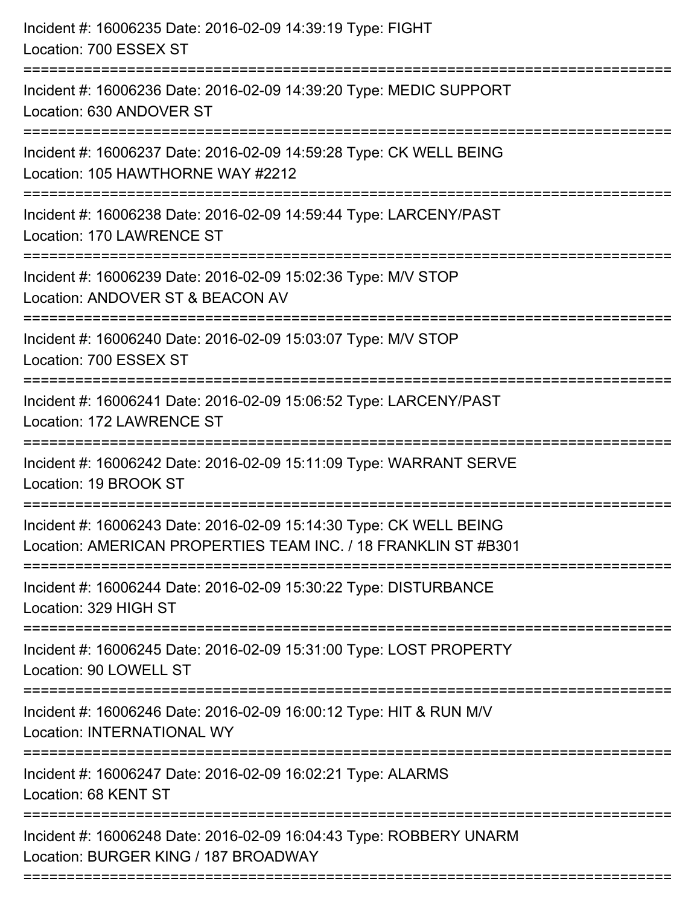Incident #: 16006235 Date: 2016-02-09 14:39:19 Type: FIGHT
Location: 700 ESSEX ST

===========================================================================

Incident #: 16006236 Date: 2016-02-09 14:39:20 Type: MEDIC SUPPORT
Location: 630 ANDOVER ST

===========================================================================

Incident #: 16006237 Date: 2016-02-09 14:59:28 Type: CK WELL BEING
Location: 105 HAWTHORNE WAY #2212

===========================================================================

Incident #: 16006238 Date: 2016-02-09 14:59:44 Type: LARCENY/PAST
Location: 170 LAWRENCE ST

===========================================================================

Incident #: 16006239 Date: 2016-02-09 15:02:36 Type: M/V STOP
Location: ANDOVER ST & BEACON AV

===========================================================================

Incident #: 16006240 Date: 2016-02-09 15:03:07 Type: M/V STOP
Location: 700 ESSEX ST

===========================================================================

Incident #: 16006241 Date: 2016-02-09 15:06:52 Type: LARCENY/PAST
Location: 172 LAWRENCE ST

===========================================================================

Incident #: 16006242 Date: 2016-02-09 15:11:09 Type: WARRANT SERVE
Location: 19 BROOK ST

===========================================================================

Incident #: 16006243 Date: 2016-02-09 15:14:30 Type: CK WELL BEING
Location: AMERICAN PROPERTIES TEAM INC. / 18 FRANKLIN ST #B301

===========================================================================

Incident #: 16006244 Date: 2016-02-09 15:30:22 Type: DISTURBANCE
Location: 329 HIGH ST

===========================================================================

Incident #: 16006245 Date: 2016-02-09 15:31:00 Type: LOST PROPERTY
Location: 90 LOWELL ST

===========================================================================

Incident #: 16006246 Date: 2016-02-09 16:00:12 Type: HIT & RUN M/V
Location: INTERNATIONAL WY

===========================================================================

Incident #: 16006247 Date: 2016-02-09 16:02:21 Type: ALARMS
Location: 68 KENT ST

===========================================================================

Incident #: 16006248 Date: 2016-02-09 16:04:43 Type: ROBBERY UNARM
Location: BURGER KING / 187 BROADWAY

===========================================================================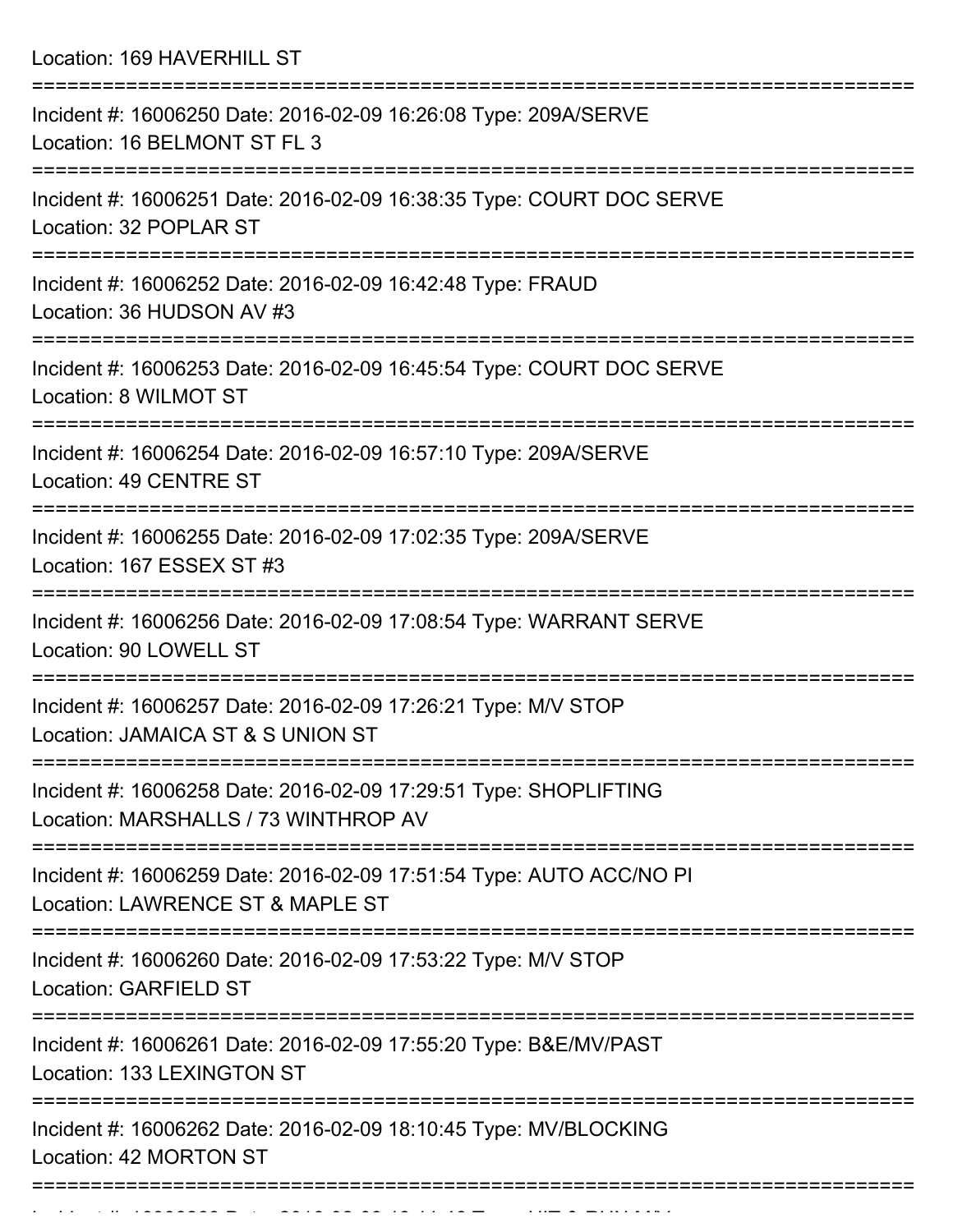Location: 169 HAVERHILL ST

===========================================================================

Incident #: 16006250 Date: 2016-02-09 16:26:08 Type: 209A/SERVE
Location: 16 BELMONT ST FL 3

===========================================================================

Incident #: 16006251 Date: 2016-02-09 16:38:35 Type: COURT DOC SERVE
Location: 32 POPLAR ST

===========================================================================

Incident #: 16006252 Date: 2016-02-09 16:42:48 Type: FRAUD
Location: 36 HUDSON AV #3

===========================================================================

Incident #: 16006253 Date: 2016-02-09 16:45:54 Type: COURT DOC SERVE
Location: 8 WILMOT ST

===========================================================================

Incident #: 16006254 Date: 2016-02-09 16:57:10 Type: 209A/SERVE
Location: 49 CENTRE ST

===========================================================================

Incident #: 16006255 Date: 2016-02-09 17:02:35 Type: 209A/SERVE
Location: 167 ESSEX ST #3

===========================================================================

Incident #: 16006256 Date: 2016-02-09 17:08:54 Type: WARRANT SERVE
Location: 90 LOWELL ST

===========================================================================

Incident #: 16006257 Date: 2016-02-09 17:26:21 Type: M/V STOP
Location: JAMAICA ST & S UNION ST

===========================================================================

Incident #: 16006258 Date: 2016-02-09 17:29:51 Type: SHOPLIFTING
Location: MARSHALLS / 73 WINTHROP AV

===========================================================================

Incident #: 16006259 Date: 2016-02-09 17:51:54 Type: AUTO ACC/NO PI
Location: LAWRENCE ST & MAPLE ST

===========================================================================

Incident #: 16006260 Date: 2016-02-09 17:53:22 Type: M/V STOP
Location: GARFIELD ST

===========================================================================

Incident #: 16006261 Date: 2016-02-09 17:55:20 Type: B&E/MV/PAST
Location: 133 LEXINGTON ST

===========================================================================

Incident #: 16006262 Date: 2016-02-09 18:10:45 Type: MV/BLOCKING
Location: 42 MORTON ST

===========================================================================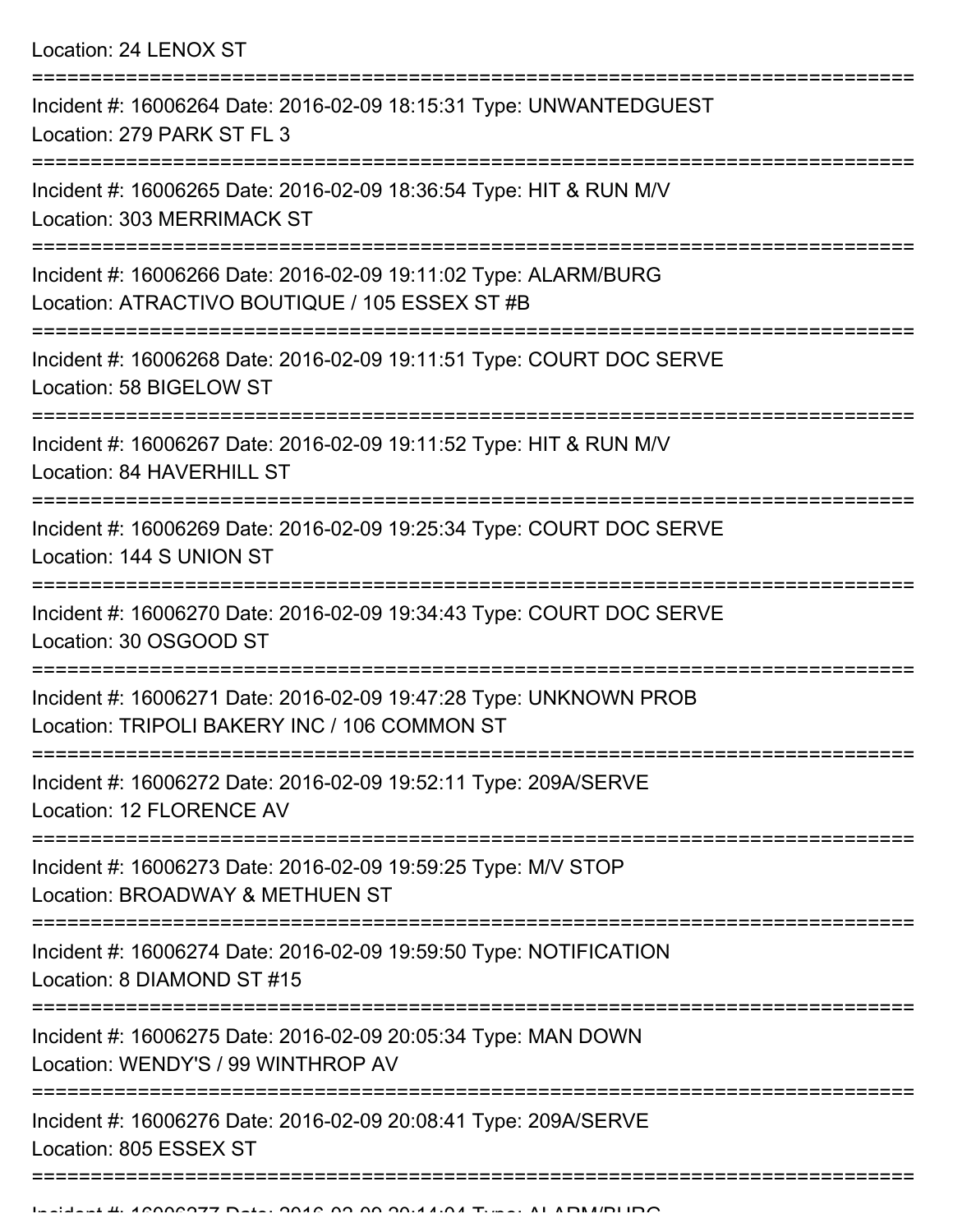Location: 24 LENOX ST

===========================================================================

Incident #: 16006264 Date: 2016-02-09 18:15:31 Type: UNWANTEDGUEST
Location: 279 PARK ST FL 3

===========================================================================

Incident #: 16006265 Date: 2016-02-09 18:36:54 Type: HIT & RUN M/V
Location: 303 MERRIMACK ST

===========================================================================

Incident #: 16006266 Date: 2016-02-09 19:11:02 Type: ALARM/BURG
Location: ATRACTIVO BOUTIQUE / 105 ESSEX ST #B

===========================================================================

Incident #: 16006268 Date: 2016-02-09 19:11:51 Type: COURT DOC SERVE
Location: 58 BIGELOW ST

===========================================================================

Incident #: 16006267 Date: 2016-02-09 19:11:52 Type: HIT & RUN M/V
Location: 84 HAVERHILL ST

===========================================================================

Incident #: 16006269 Date: 2016-02-09 19:25:34 Type: COURT DOC SERVE
Location: 144 S UNION ST

===========================================================================

Incident #: 16006270 Date: 2016-02-09 19:34:43 Type: COURT DOC SERVE
Location: 30 OSGOOD ST

===========================================================================

Incident #: 16006271 Date: 2016-02-09 19:47:28 Type: UNKNOWN PROB
Location: TRIPOLI BAKERY INC / 106 COMMON ST

===========================================================================

Incident #: 16006272 Date: 2016-02-09 19:52:11 Type: 209A/SERVE
Location: 12 FLORENCE AV

===========================================================================

Incident #: 16006273 Date: 2016-02-09 19:59:25 Type: M/V STOP
Location: BROADWAY & METHUEN ST

===========================================================================

Incident #: 16006274 Date: 2016-02-09 19:59:50 Type: NOTIFICATION
Location: 8 DIAMOND ST #15

===========================================================================

Incident #: 16006275 Date: 2016-02-09 20:05:34 Type: MAN DOWN
Location: WENDY'S / 99 WINTHROP AV

===========================================================================

Incident #: 16006276 Date: 2016-02-09 20:08:41 Type: 209A/SERVE
Location: 805 ESSEX ST

===========================================================================

Incident #: 16006277 Date: 2016-02-09 20:14:04 Type: ALARM/BURG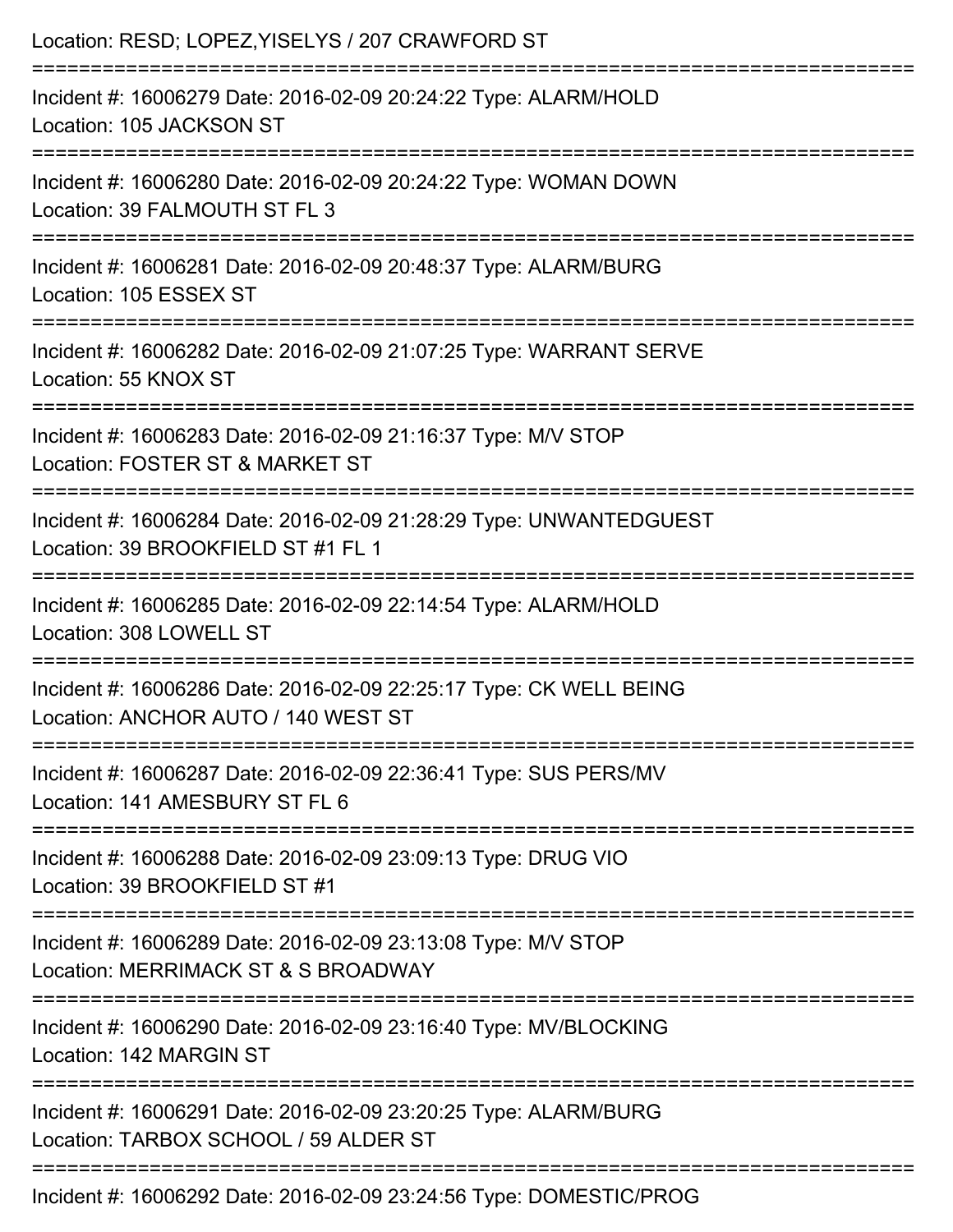Location: RESD; LOPEZ,YISELYS / 207 CRAWFORD ST

===========================================================================

Incident #: 16006279 Date: 2016-02-09 20:24:22 Type: ALARM/HOLD
Location: 105 JACKSON ST

===========================================================================

Incident #: 16006280 Date: 2016-02-09 20:24:22 Type: WOMAN DOWN
Location: 39 FALMOUTH ST FL 3

===========================================================================

Incident #: 16006281 Date: 2016-02-09 20:48:37 Type: ALARM/BURG
Location: 105 ESSEX ST

===========================================================================

Incident #: 16006282 Date: 2016-02-09 21:07:25 Type: WARRANT SERVE
Location: 55 KNOX ST

===========================================================================

Incident #: 16006283 Date: 2016-02-09 21:16:37 Type: M/V STOP
Location: FOSTER ST & MARKET ST

===========================================================================

Incident #: 16006284 Date: 2016-02-09 21:28:29 Type: UNWANTEDGUEST
Location: 39 BROOKFIELD ST #1 FL 1

===========================================================================

Incident #: 16006285 Date: 2016-02-09 22:14:54 Type: ALARM/HOLD
Location: 308 LOWELL ST

===========================================================================

Incident #: 16006286 Date: 2016-02-09 22:25:17 Type: CK WELL BEING
Location: ANCHOR AUTO / 140 WEST ST

===========================================================================

Incident #: 16006287 Date: 2016-02-09 22:36:41 Type: SUS PERS/MV
Location: 141 AMESBURY ST FL 6

===========================================================================

Incident #: 16006288 Date: 2016-02-09 23:09:13 Type: DRUG VIO
Location: 39 BROOKFIELD ST #1

===========================================================================

Incident #: 16006289 Date: 2016-02-09 23:13:08 Type: M/V STOP
Location: MERRIMACK ST & S BROADWAY

===========================================================================

Incident #: 16006290 Date: 2016-02-09 23:16:40 Type: MV/BLOCKING
Location: 142 MARGIN ST

===========================================================================

Incident #: 16006291 Date: 2016-02-09 23:20:25 Type: ALARM/BURG
Location: TARBOX SCHOOL / 59 ALDER ST

===========================================================================

Incident #: 16006292 Date: 2016-02-09 23:24:56 Type: DOMESTIC/PROG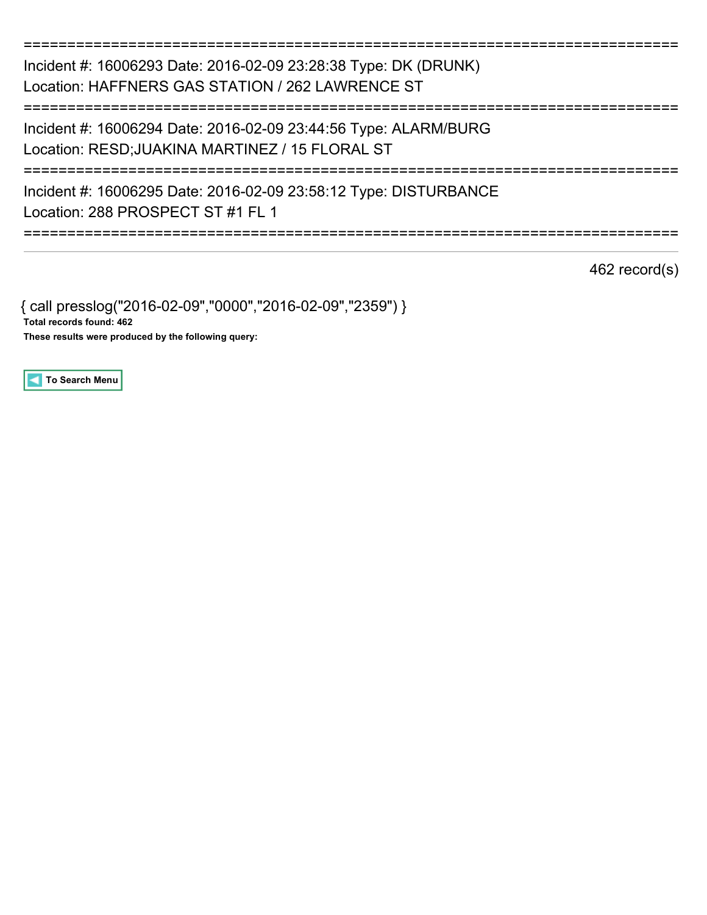===========================================================================

Incident #: 16006293 Date: 2016-02-09 23:28:38 Type: DK (DRUNK)
Location: HAFFNERS GAS STATION / 262 LAWRENCE ST

===========================================================================

Incident #: 16006294 Date: 2016-02-09 23:44:56 Type: ALARM/BURG
Location: RESD;JUAKINA MARTINEZ / 15 FLORAL ST

===========================================================================

Incident #: 16006295 Date: 2016-02-09 23:58:12 Type: DISTURBANCE
Location: 288 PROSPECT ST #1 FL 1

===========================================================================

462 record(s)

{ call presslog("2016-02-09","0000","2016-02-09","2359") }

**Total records found: 462**

**These results were produced by the following query:**

**To Search Menu**